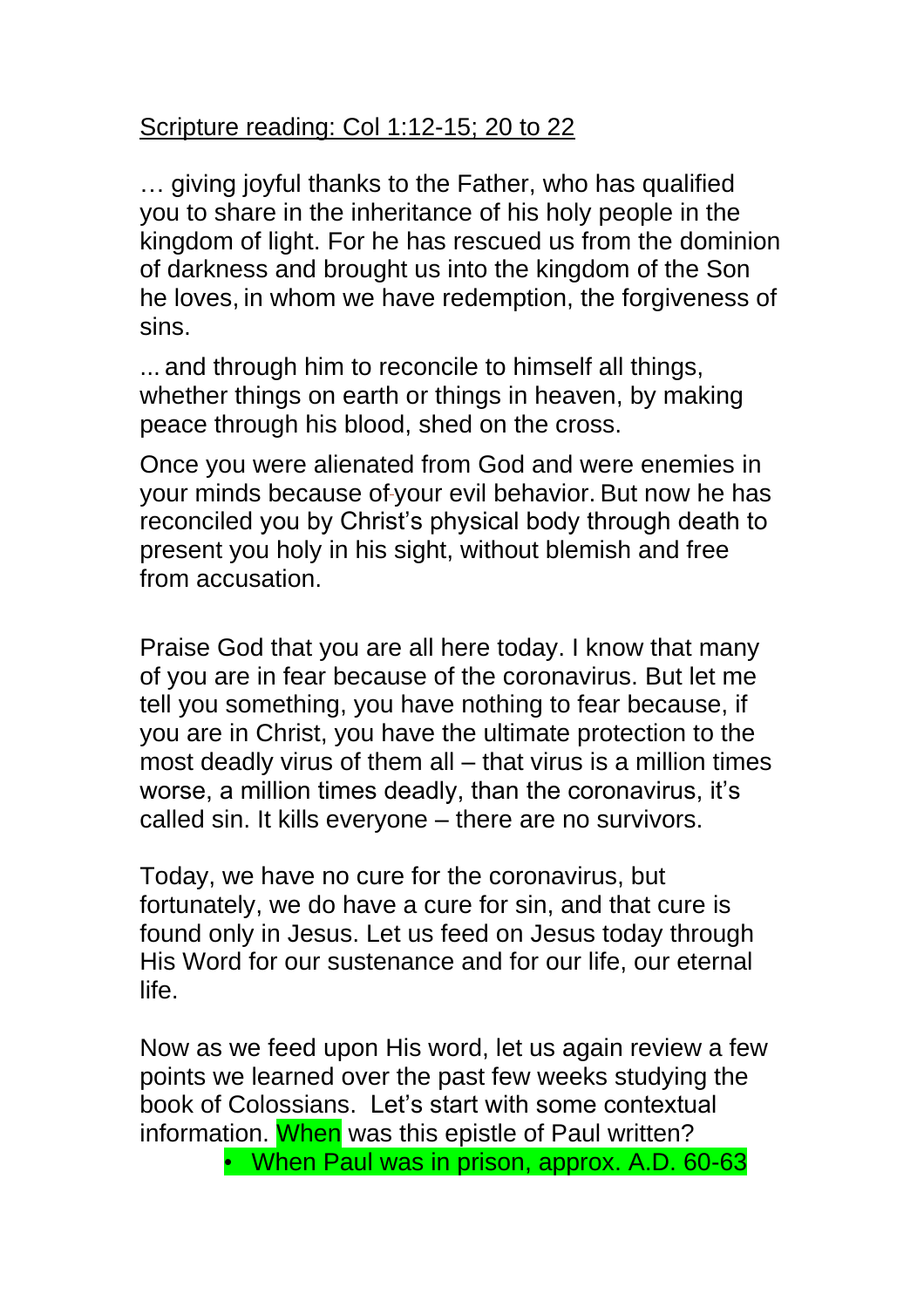Scripture reading: Col 1:12-15; 20 to 22

… giving joyful thanks to the Father, who has qualified you to share in the inheritance of his holy people in the kingdom of light. For he has rescued us from the dominion of darkness and brought us into the kingdom of the Son he loves, in whom we have redemption, the forgiveness of sins.

... and through him to reconcile to himself all things, whether things on earth or things in heaven, by making peace through his blood, shed on the cross.

Once you were alienated from God and were enemies in your minds because of your evil behavior. But now he has reconciled you by Christ's physical body through death to present you holy in his sight, without blemish and free from accusation.

Praise God that you are all here today. I know that many of you are in fear because of the coronavirus. But let me tell you something, you have nothing to fear because, if you are in Christ, you have the ultimate protection to the most deadly virus of them all – that virus is a million times worse, a million times deadly, than the coronavirus, it's called sin. It kills everyone – there are no survivors.

Today, we have no cure for the coronavirus, but fortunately, we do have a cure for sin, and that cure is found only in Jesus. Let us feed on Jesus today through His Word for our sustenance and for our life, our eternal life.

Now as we feed upon His word, let us again review a few points we learned over the past few weeks studying the book of Colossians. Let's start with some contextual information. When was this epistle of Paul written?

- When Paul was in prison, approx. A.D. 60-63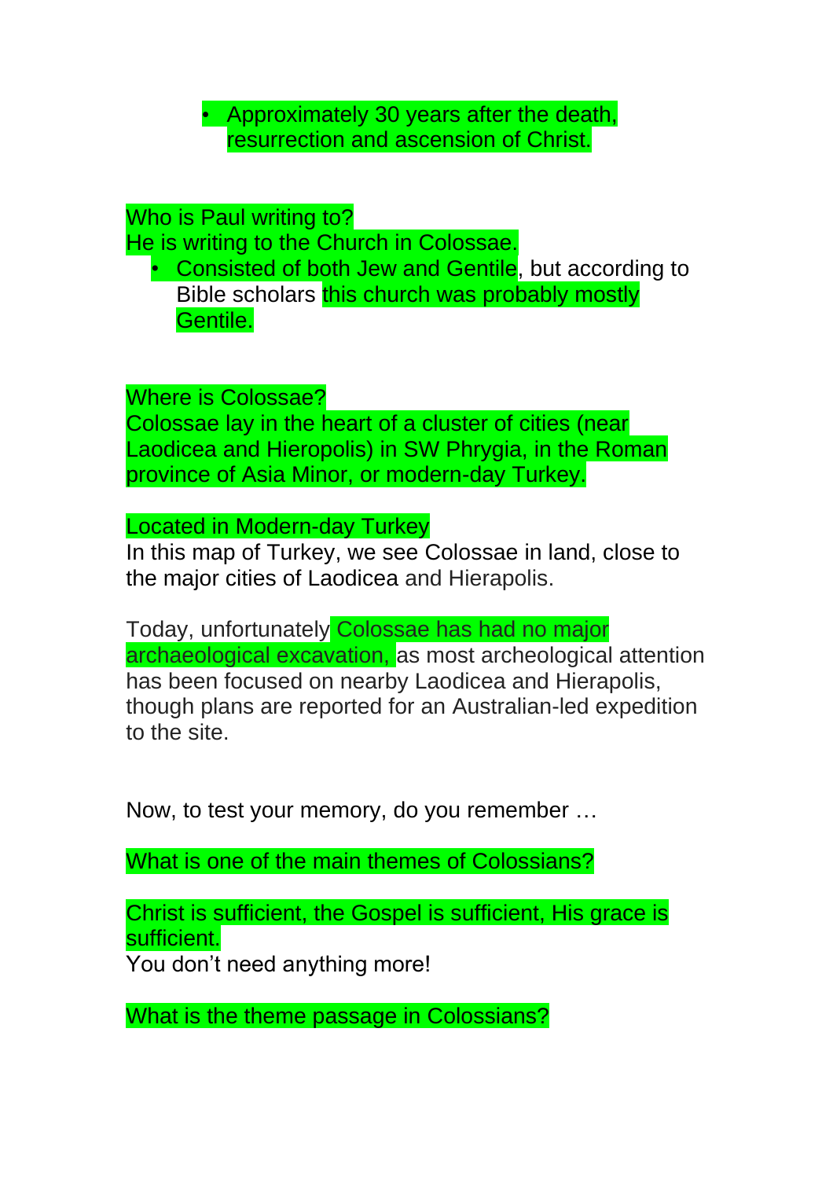- Approximately 30 years after the death, resurrection and ascension of Christ.

Who is Paul writing to?
He is writing to the Church in Colossae.

- Consisted of both Jew and Gentile, but according to Bible scholars this church was probably mostly Gentile.

Where is Colossae?
Colossae lay in the heart of a cluster of cities (near Laodicea and Hieropolis) in SW Phrygia, in the Roman province of Asia Minor, or modern-day Turkey.

Located in Modern-day Turkey
In this map of Turkey, we see Colossae in land, close to the major cities of Laodicea and Hierapolis.

Today, unfortunately Colossae has had no major archaeological excavation, as most archeological attention has been focused on nearby Laodicea and Hierapolis, though plans are reported for an Australian-led expedition to the site.

Now, to test your memory, do you remember …

What is one of the main themes of Colossians?

Christ is sufficient, the Gospel is sufficient, His grace is sufficient.
You don't need anything more!

What is the theme passage in Colossians?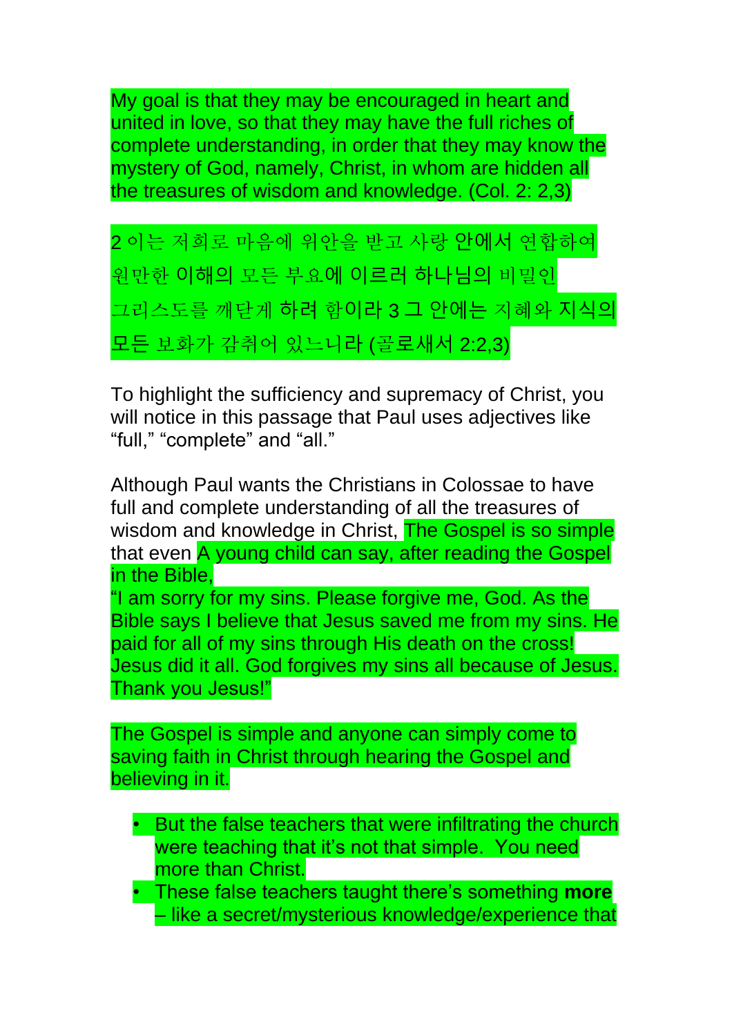My goal is that they may be encouraged in heart and united in love, so that they may have the full riches of complete understanding, in order that they may know the mystery of God, namely, Christ, in whom are hidden all the treasures of wisdom and knowledge. (Col. 2: 2,3)

2 이는 저희로 마음에 위안을 받고 사랑 안에서 연합하여 원만한 이해의 모든 부요에 이르러 하나님의 비밀인 그리스도를 깨닫게 하려 함이라 3 그 안에는 지혜와 지식의 모든 보화가 감취어 있느니라 (골로새서 2:2,3)

To highlight the sufficiency and supremacy of Christ, you will notice in this passage that Paul uses adjectives like "full," "complete" and "all."

Although Paul wants the Christians in Colossae to have full and complete understanding of all the treasures of wisdom and knowledge in Christ, The Gospel is so simple that even A young child can say, after reading the Gospel in the Bible,
"I am sorry for my sins. Please forgive me, God. As the Bible says I believe that Jesus saved me from my sins. He paid for all of my sins through His death on the cross! Jesus did it all. God forgives my sins all because of Jesus. Thank you Jesus!"

The Gospel is simple and anyone can simply come to saving faith in Christ through hearing the Gospel and believing in it.

- But the false teachers that were infiltrating the church were teaching that it's not that simple. You need more than Christ.
- These false teachers taught there's something **more** – like a secret/mysterious knowledge/experience that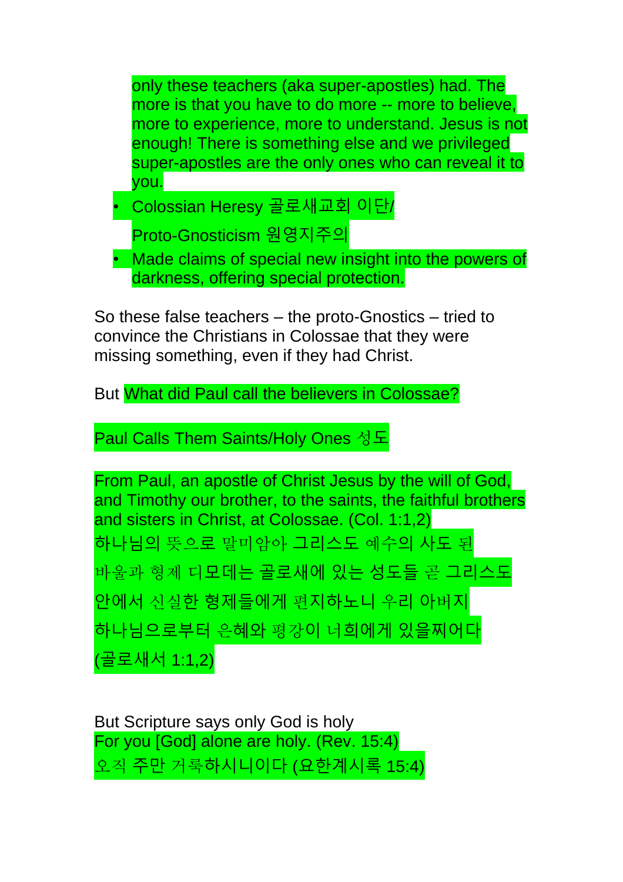only these teachers (aka super-apostles) had. The more is that you have to do more -- more to believe, more to experience, more to understand. Jesus is not enough! There is something else and we privileged super-apostles are the only ones who can reveal it to you.

- Colossian Heresy 골로새교회 이단/
  Proto-Gnosticism 원영지주의
- Made claims of special new insight into the powers of darkness, offering special protection.

So these false teachers – the proto-Gnostics – tried to convince the Christians in Colossae that they were missing something, even if they had Christ.

But What did Paul call the believers in Colossae?

Paul Calls Them Saints/Holy Ones 성도

From Paul, an apostle of Christ Jesus by the will of God, and Timothy our brother, to the saints, the faithful brothers and sisters in Christ, at Colossae. (Col. 1:1,2)
하나님의 뜻으로 말미암아 그리스도 예수의 사도 된 바울과 형제 디모데는 골로새에 있는 성도들 곧 그리스도 안에서 신실한 형제들에게 편지하노니 우리 아버지 하나님으로부터 은혜와 평강이 너희에게 있을찌어다 (골로새서 1:1,2)

But Scripture says only God is holy
For you [God] alone are holy. (Rev. 15:4)
오직 주만 거룩하시니이다 (요한계시록 15:4)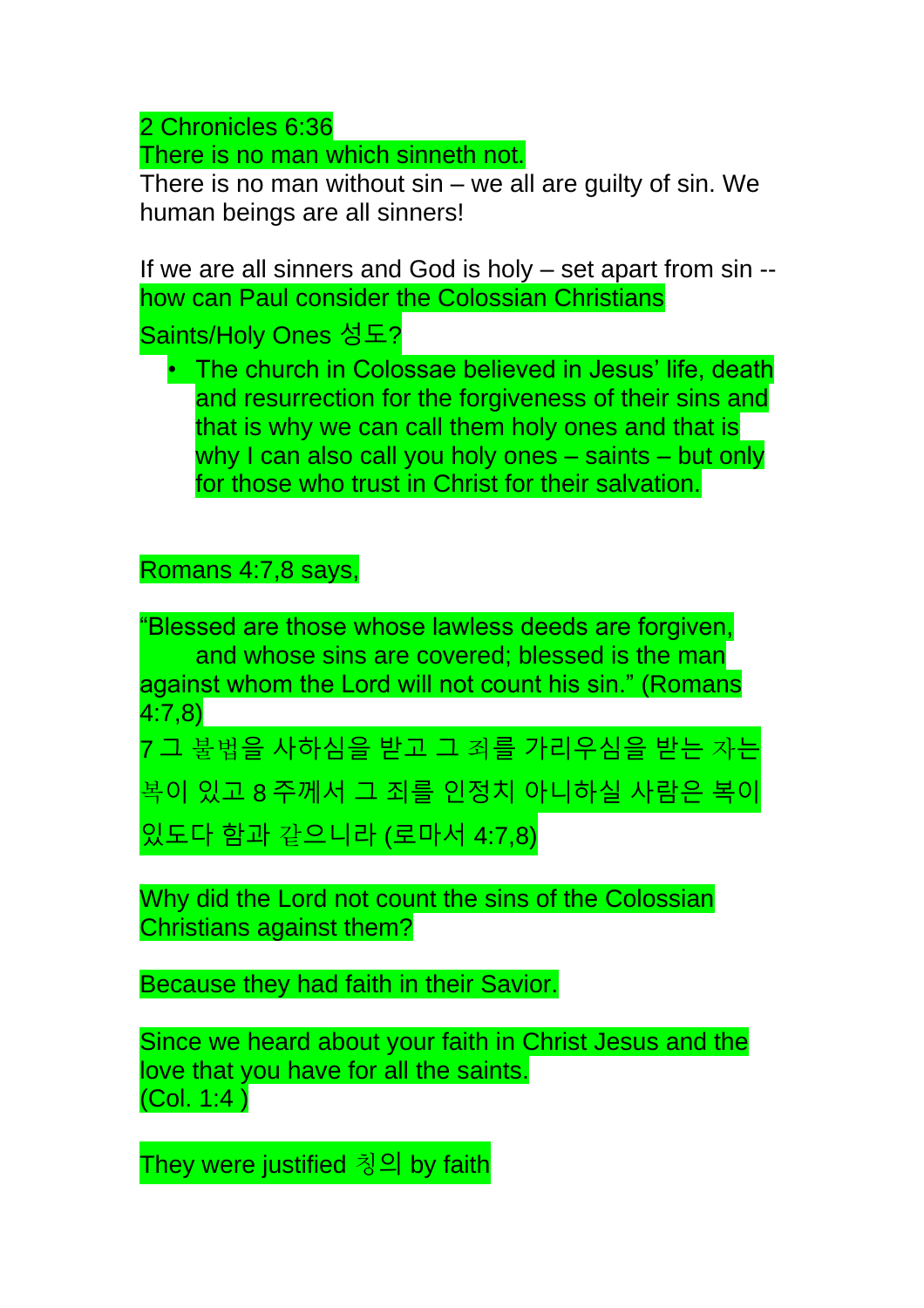2 Chronicles 6:36
There is no man which sinneth not.
There is no man without sin – we all are guilty of sin. We human beings are all sinners!

If we are all sinners and God is holy – set apart from sin -- how can Paul consider the Colossian Christians Saints/Holy Ones 성도?

- The church in Colossae believed in Jesus' life, death and resurrection for the forgiveness of their sins and that is why we can call them holy ones and that is why I can also call you holy ones – saints – but only for those who trust in Christ for their salvation.

Romans 4:7,8 says,

"Blessed are those whose lawless deeds are forgiven,
 and whose sins are covered; blessed is the man against whom the Lord will not count his sin." (Romans 4:7,8)
7 그 불법을 사하심을 받고 그 죄를 가리우심을 받는 자는 복이 있고 8 주께서 그 죄를 인정치 아니하실 사람은 복이 있도다 함과 같으니라 (로마서 4:7,8)

Why did the Lord not count the sins of the Colossian Christians against them?

Because they had faith in their Savior.

Since we heard about your faith in Christ Jesus and the love that you have for all the saints.
(Col. 1:4 )

They were justified 칭의 by faith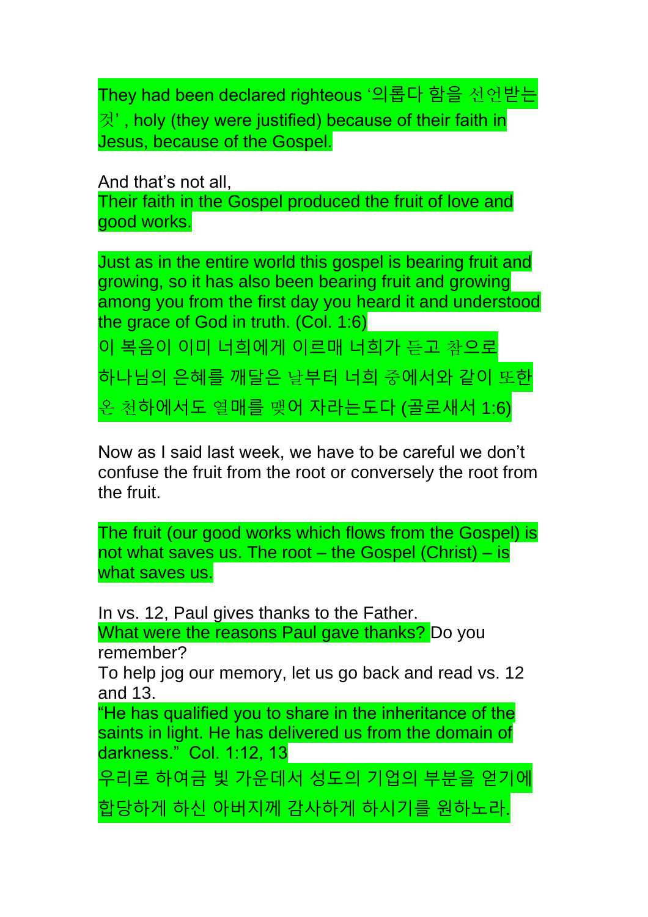They had been declared righteous '의롭다 함을 선언받는 것' , holy (they were justified) because of their faith in Jesus, because of the Gospel.

And that's not all,
Their faith in the Gospel produced the fruit of love and good works.

Just as in the entire world this gospel is bearing fruit and growing, so it has also been bearing fruit and growing among you from the first day you heard it and understood the grace of God in truth. (Col. 1:6)
이 복음이 이미 너희에게 이르매 너희가 듣고 참으로 하나님의 은혜를 깨달은 날부터 너희 중에서와 같이 또한 온 천하에서도 열매를 맺어 자라는도다 (골로새서 1:6)

Now as I said last week, we have to be careful we don't confuse the fruit from the root or conversely the root from the fruit.

The fruit (our good works which flows from the Gospel) is not what saves us. The root – the Gospel (Christ) – is what saves us.

In vs. 12, Paul gives thanks to the Father.
What were the reasons Paul gave thanks? Do you remember?
To help jog our memory, let us go back and read vs. 12 and 13.
"He has qualified you to share in the inheritance of the saints in light. He has delivered us from the domain of darkness." Col. 1:12, 13
우리로 하여금 빛 가운데서 성도의 기업의 부분을 얻기에 합당하게 하신 아버지께 감사하게 하시기를 원하노라.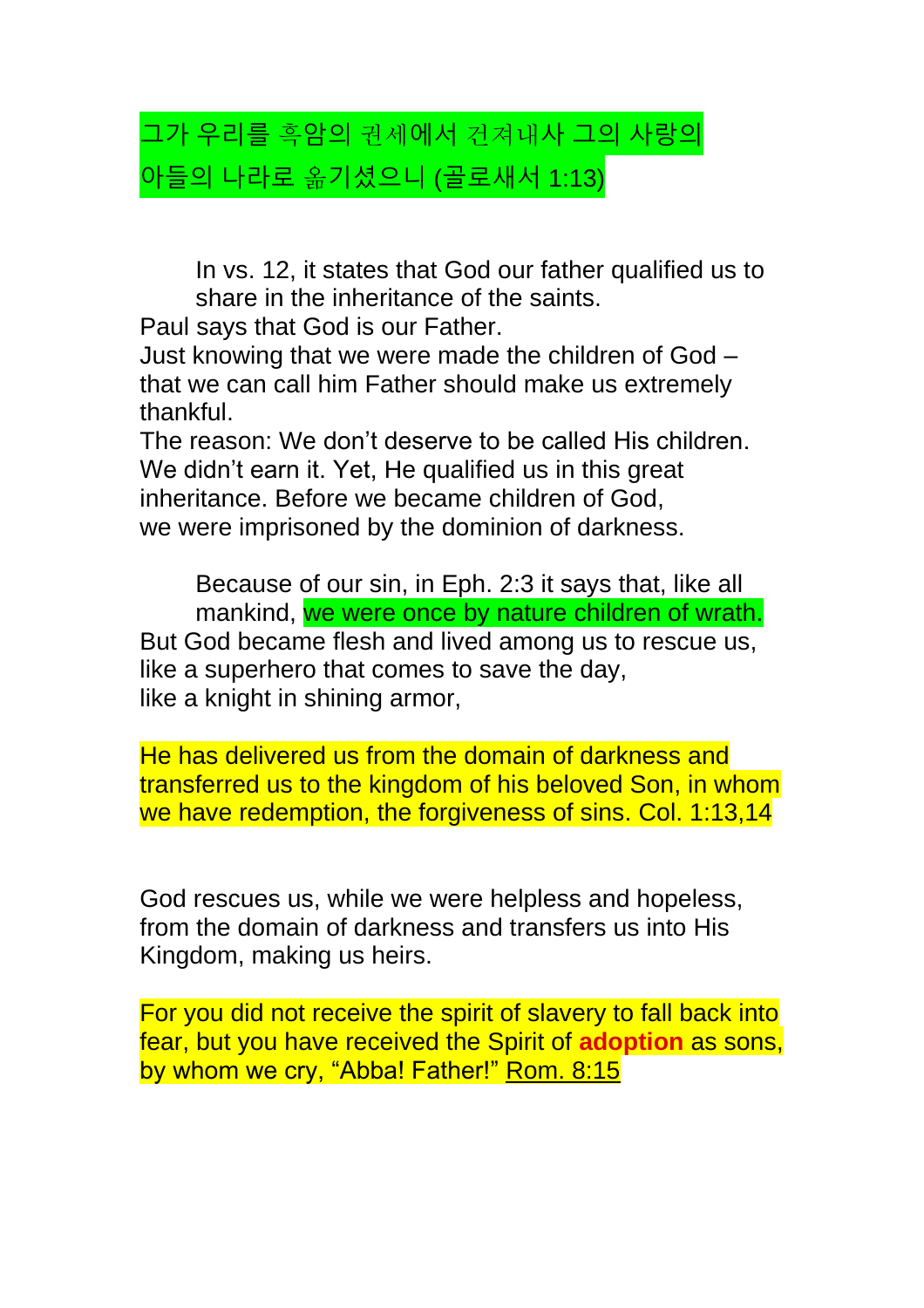그가 우리를 흑암의 권세에서 건져내사 그의 사랑의 아들의 나라로 옮기셨으니 (골로새서 1:13)

In vs. 12, it states that God our father qualified us to share in the inheritance of the saints.
Paul says that God is our Father.
Just knowing that we were made the children of God – that we can call him Father should make us extremely thankful.
The reason: We don't deserve to be called His children. We didn't earn it. Yet, He qualified us in this great inheritance. Before we became children of God,
we were imprisoned by the dominion of darkness.

Because of our sin, in Eph. 2:3 it says that, like all mankind, we were once by nature children of wrath.
But God became flesh and lived among us to rescue us,
like a superhero that comes to save the day,
like a knight in shining armor,

He has delivered us from the domain of darkness and transferred us to the kingdom of his beloved Son, in whom we have redemption, the forgiveness of sins. Col. 1:13,14

God rescues us, while we were helpless and hopeless, from the domain of darkness and transfers us into His Kingdom, making us heirs.

For you did not receive the spirit of slavery to fall back into fear, but you have received the Spirit of **adoption** as sons, by whom we cry, "Abba! Father!" Rom. 8:15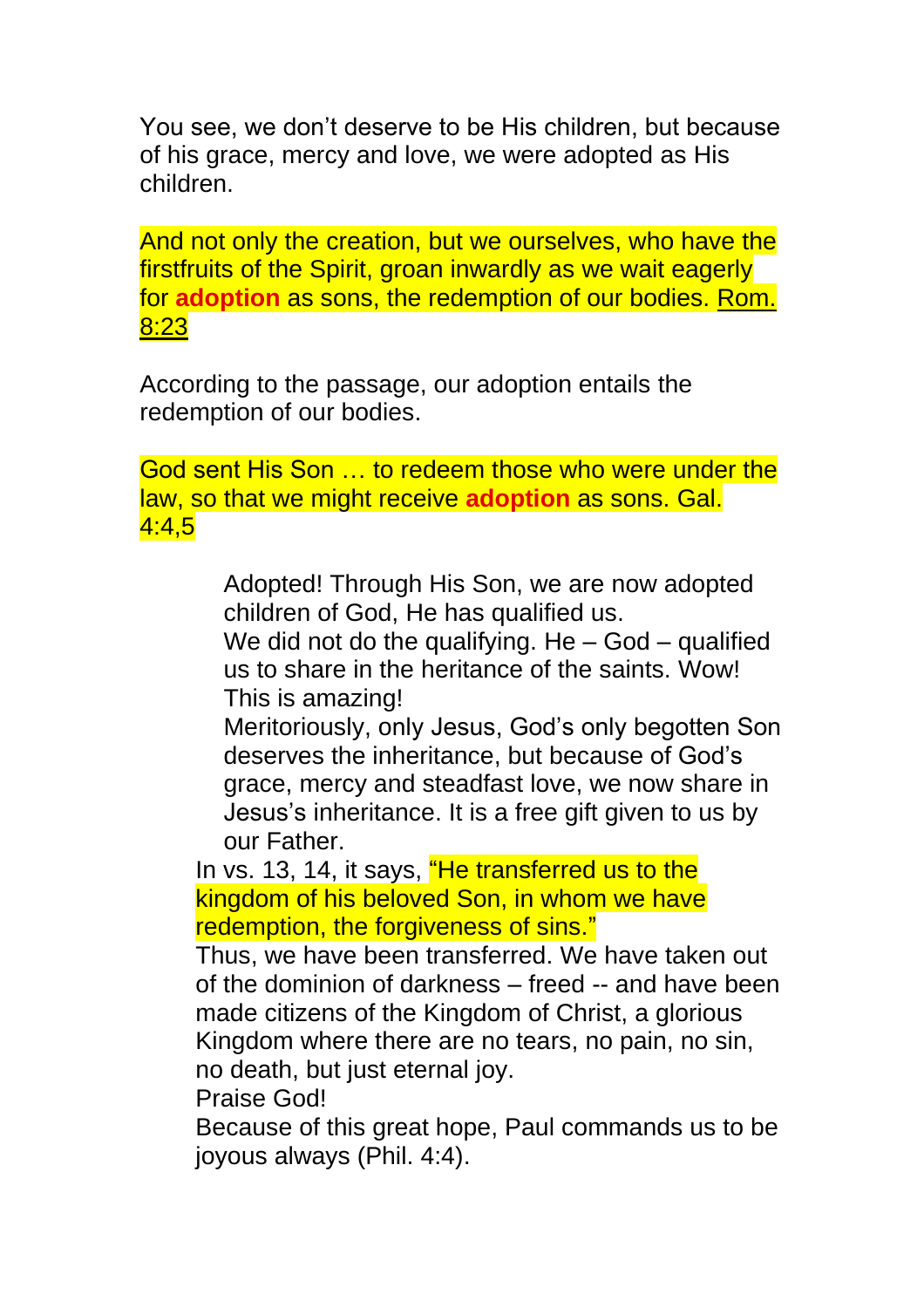You see, we don't deserve to be His children, but because of his grace, mercy and love, we were adopted as His children.

And not only the creation, but we ourselves, who have the firstfruits of the Spirit, groan inwardly as we wait eagerly for **adoption** as sons, the redemption of our bodies. Rom. 8:23

According to the passage, our adoption entails the redemption of our bodies.

God sent His Son … to redeem those who were under the law, so that we might receive **adoption** as sons. Gal. 4:4,5

> Adopted! Through His Son, we are now adopted children of God, He has qualified us.
> We did not do the qualifying. He – God – qualified us to share in the heritance of the saints. Wow! This is amazing!
> Meritoriously, only Jesus, God's only begotten Son deserves the inheritance, but because of God's grace, mercy and steadfast love, we now share in Jesus's inheritance. It is a free gift given to us by our Father.

In vs. 13, 14, it says, "He transferred us to the kingdom of his beloved Son, in whom we have redemption, the forgiveness of sins."

Thus, we have been transferred. We have taken out of the dominion of darkness – freed -- and have been made citizens of the Kingdom of Christ, a glorious Kingdom where there are no tears, no pain, no sin, no death, but just eternal joy.

Praise God!

Because of this great hope, Paul commands us to be joyous always (Phil. 4:4).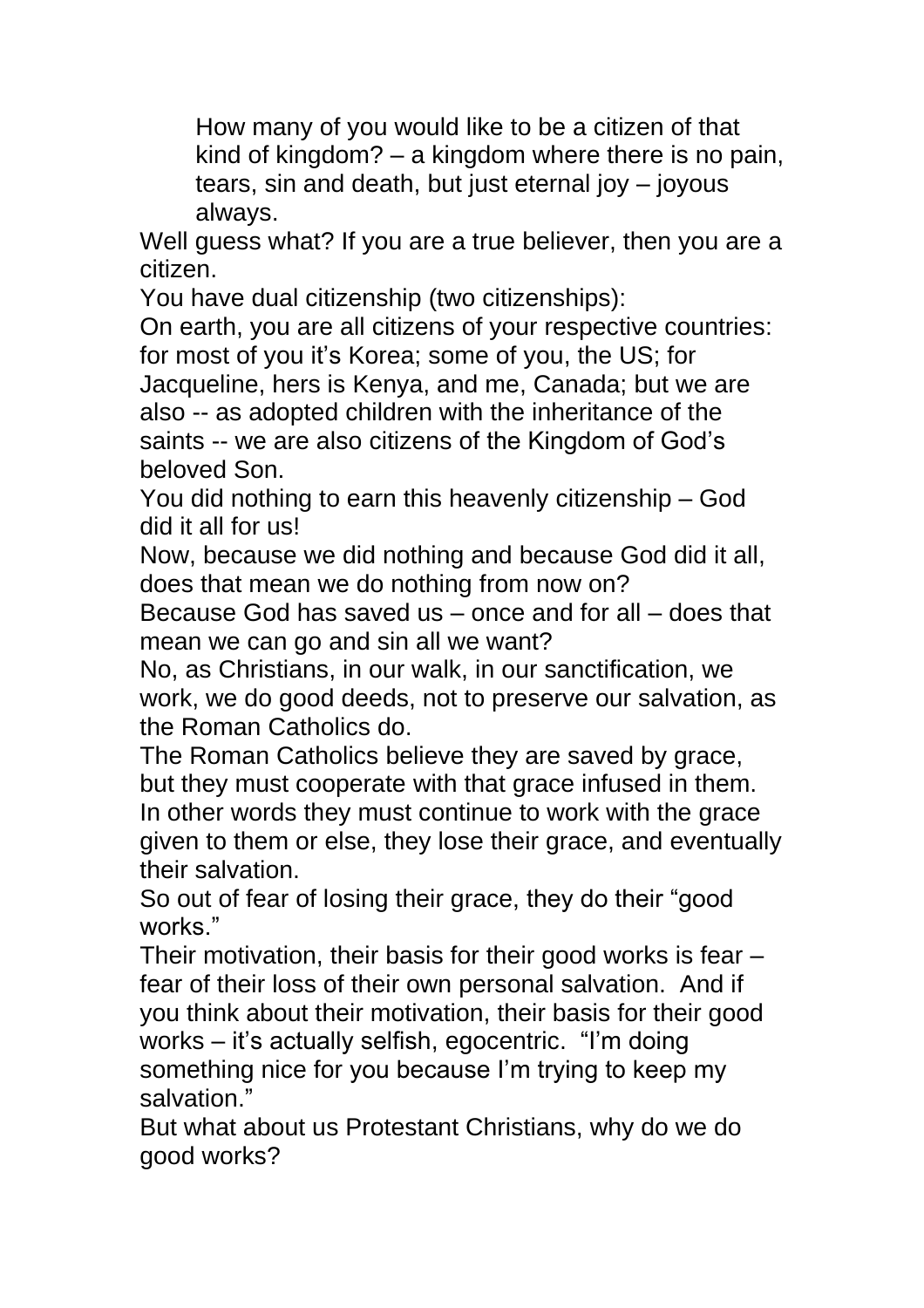How many of you would like to be a citizen of that kind of kingdom? – a kingdom where there is no pain, tears, sin and death, but just eternal joy – joyous always.

Well guess what? If you are a true believer, then you are a citizen.

You have dual citizenship (two citizenships):

On earth, you are all citizens of your respective countries: for most of you it's Korea; some of you, the US; for Jacqueline, hers is Kenya, and me, Canada; but we are also -- as adopted children with the inheritance of the saints -- we are also citizens of the Kingdom of God's beloved Son.

You did nothing to earn this heavenly citizenship – God did it all for us!

Now, because we did nothing and because God did it all, does that mean we do nothing from now on?

Because God has saved us – once and for all – does that mean we can go and sin all we want?

No, as Christians, in our walk, in our sanctification, we work, we do good deeds, not to preserve our salvation, as the Roman Catholics do.

The Roman Catholics believe they are saved by grace, but they must cooperate with that grace infused in them. In other words they must continue to work with the grace given to them or else, they lose their grace, and eventually their salvation.

So out of fear of losing their grace, they do their "good works."

Their motivation, their basis for their good works is fear – fear of their loss of their own personal salvation. And if you think about their motivation, their basis for their good works – it's actually selfish, egocentric. "I'm doing something nice for you because I'm trying to keep my salvation."

But what about us Protestant Christians, why do we do good works?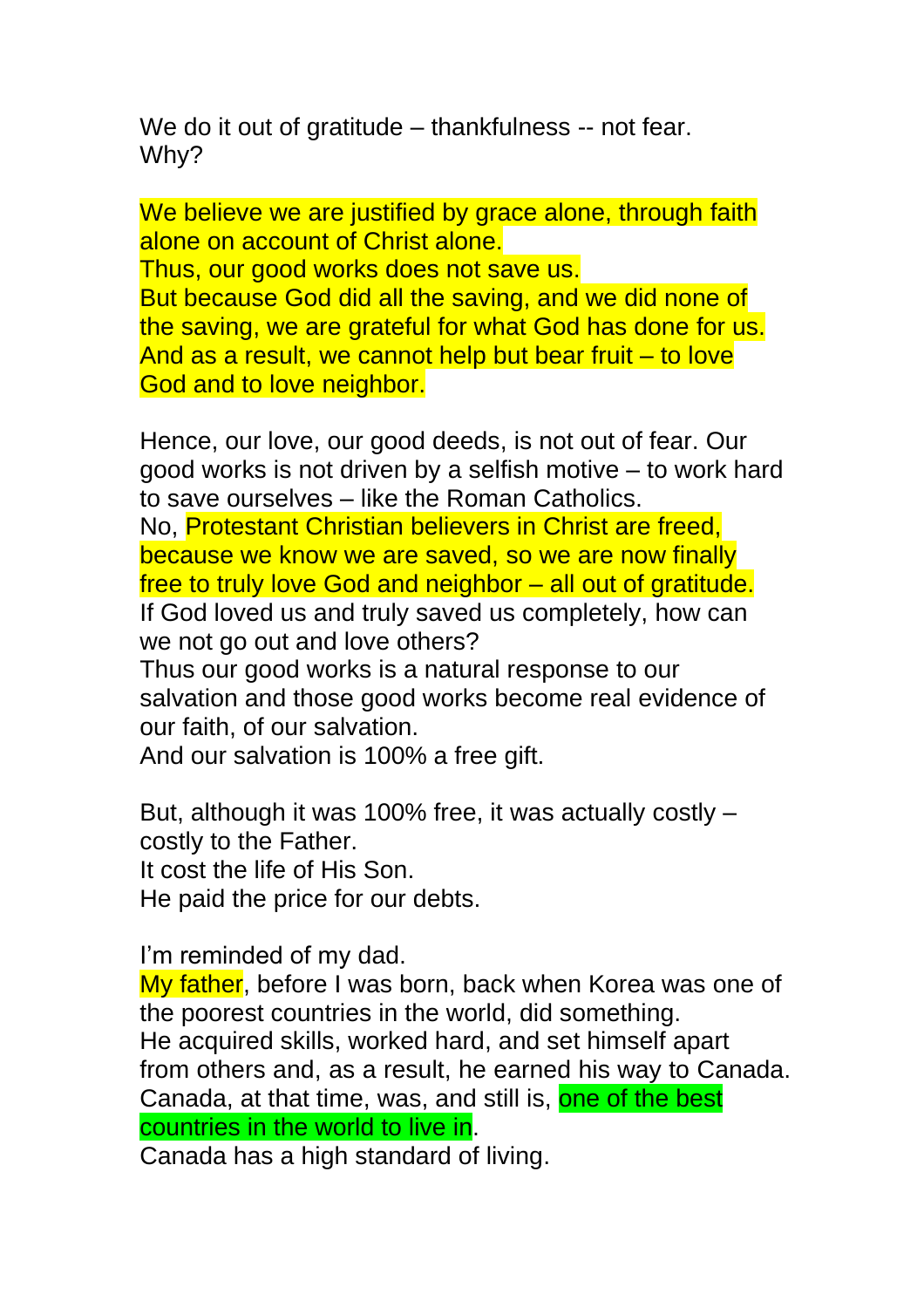We do it out of gratitude – thankfulness -- not fear.
Why?

We believe we are justified by grace alone, through faith alone on account of Christ alone.
Thus, our good works does not save us.
But because God did all the saving, and we did none of the saving, we are grateful for what God has done for us.
And as a result, we cannot help but bear fruit – to love God and to love neighbor.

Hence, our love, our good deeds, is not out of fear. Our good works is not driven by a selfish motive – to work hard to save ourselves – like the Roman Catholics.
No, Protestant Christian believers in Christ are freed, because we know we are saved, so we are now finally free to truly love God and neighbor – all out of gratitude.
If God loved us and truly saved us completely, how can we not go out and love others?
Thus our good works is a natural response to our salvation and those good works become real evidence of our faith, of our salvation.
And our salvation is 100% a free gift.

But, although it was 100% free, it was actually costly – costly to the Father.
It cost the life of His Son.
He paid the price for our debts.

I'm reminded of my dad.
My father, before I was born, back when Korea was one of the poorest countries in the world, did something.
He acquired skills, worked hard, and set himself apart from others and, as a result, he earned his way to Canada.
Canada, at that time, was, and still is, one of the best countries in the world to live in.
Canada has a high standard of living.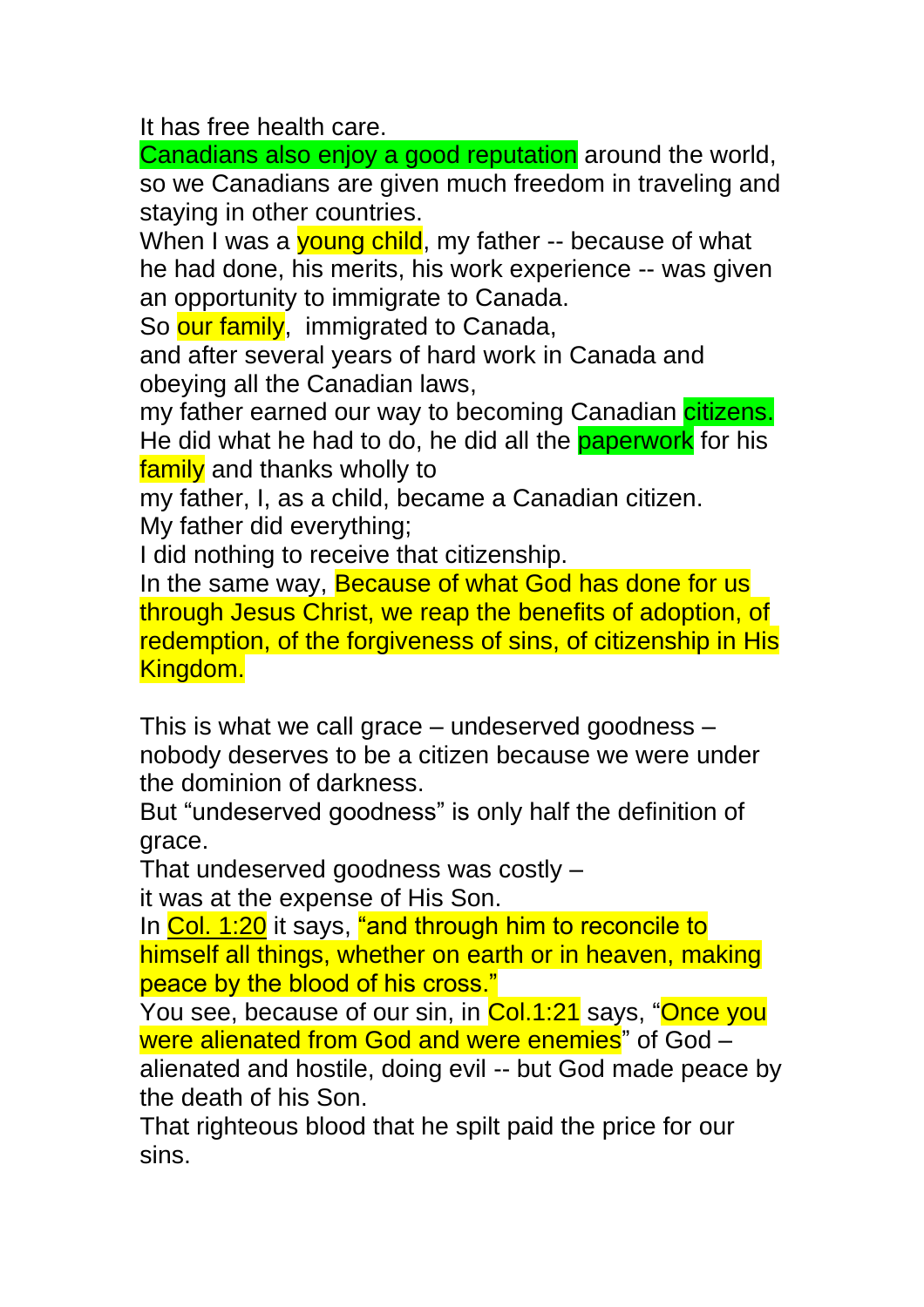It has free health care.
Canadians also enjoy a good reputation around the world, so we Canadians are given much freedom in traveling and staying in other countries.
When I was a young child, my father -- because of what he had done, his merits, his work experience -- was given an opportunity to immigrate to Canada.
So our family, immigrated to Canada,
and after several years of hard work in Canada and obeying all the Canadian laws,
my father earned our way to becoming Canadian citizens.
He did what he had to do, he did all the paperwork for his family and thanks wholly to
my father, I, as a child, became a Canadian citizen.
My father did everything;
I did nothing to receive that citizenship.
In the same way, Because of what God has done for us through Jesus Christ, we reap the benefits of adoption, of redemption, of the forgiveness of sins, of citizenship in His Kingdom.

This is what we call grace – undeserved goodness – nobody deserves to be a citizen because we were under the dominion of darkness.
But "undeserved goodness" is only half the definition of grace.
That undeserved goodness was costly –
it was at the expense of His Son.
In Col. 1:20 it says, "and through him to reconcile to himself all things, whether on earth or in heaven, making peace by the blood of his cross."
You see, because of our sin, in Col.1:21 says, "Once you were alienated from God and were enemies" of God – alienated and hostile, doing evil -- but God made peace by the death of his Son.
That righteous blood that he spilt paid the price for our sins.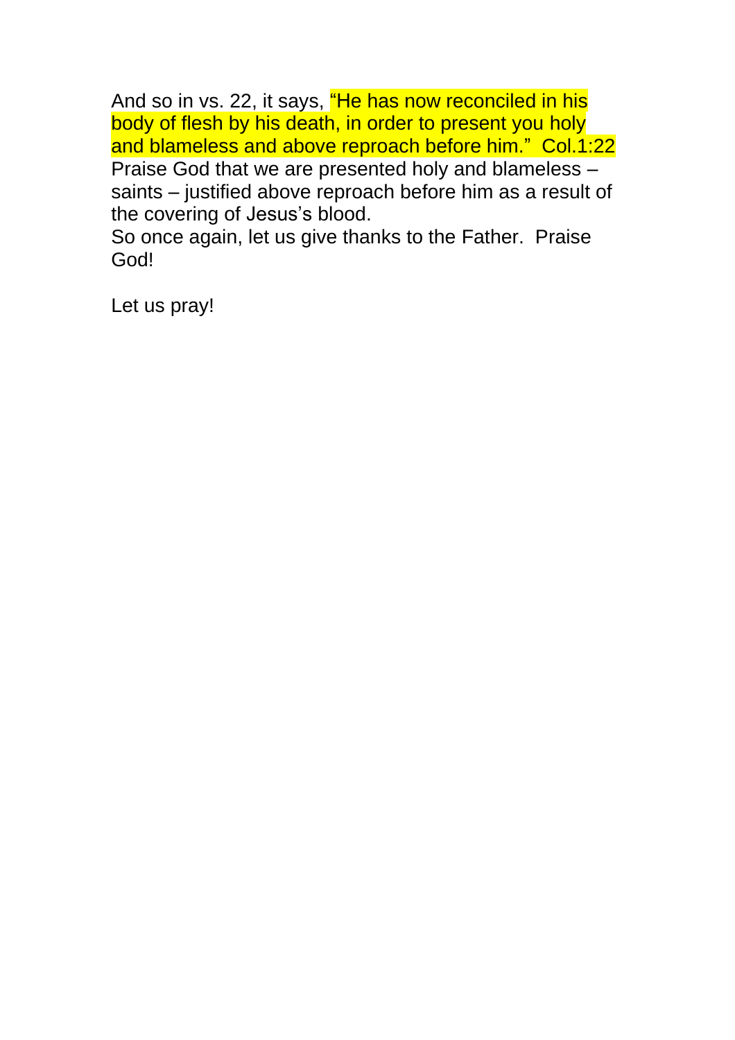And so in vs. 22, it says, "He has now reconciled in his body of flesh by his death, in order to present you holy and blameless and above reproach before him." Col.1:22

Praise God that we are presented holy and blameless – saints – justified above reproach before him as a result of the covering of Jesus's blood.

So once again, let us give thanks to the Father. Praise God!

Let us pray!